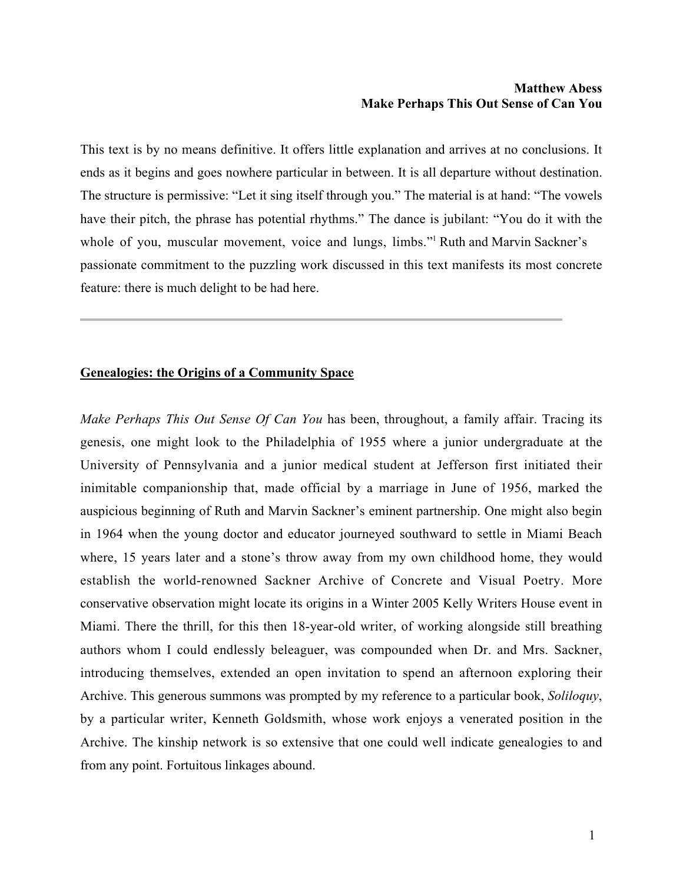**Matthew Abess**

**Make Perhaps This Out Sense of Can You**

This text is by no means definitive. It offers little explanation and arrives at no conclusions. It ends as it begins and goes nowhere particular in between. It is all departure without destination. The structure is permissive: "Let it sing itself through you." The material is at hand: "The vowels have their pitch, the phrase has potential rhythms." The dance is jubilant: "You do it with the whole of you, muscular movement, voice and lungs, limbs."[1] Ruth and Marvin Sackner's passionate commitment to the puzzling work discussed in this text manifests its most concrete feature: there is much delight to be had here.

---

## Genealogies: the Origins of a Community Space

*Make Perhaps This Out Sense Of Can You* has been, throughout, a family affair. Tracing its genesis, one might look to the Philadelphia of 1955 where a junior undergraduate at the University of Pennsylvania and a junior medical student at Jefferson first initiated their inimitable companionship that, made official by a marriage in June of 1956, marked the auspicious beginning of Ruth and Marvin Sackner's eminent partnership. One might also begin in 1964 when the young doctor and educator journeyed southward to settle in Miami Beach where, 15 years later and a stone's throw away from my own childhood home, they would establish the world-renowned Sackner Archive of Concrete and Visual Poetry. More conservative observation might locate its origins in a Winter 2005 Kelly Writers House event in Miami. There the thrill, for this then 18-year-old writer, of working alongside still breathing authors whom I could endlessly beleaguer, was compounded when Dr. and Mrs. Sackner, introducing themselves, extended an open invitation to spend an afternoon exploring their Archive. This generous summons was prompted by my reference to a particular book, *Soliloquy*, by a particular writer, Kenneth Goldsmith, whose work enjoys a venerated position in the Archive. The kinship network is so extensive that one could well indicate genealogies to and from any point. Fortuitous linkages abound.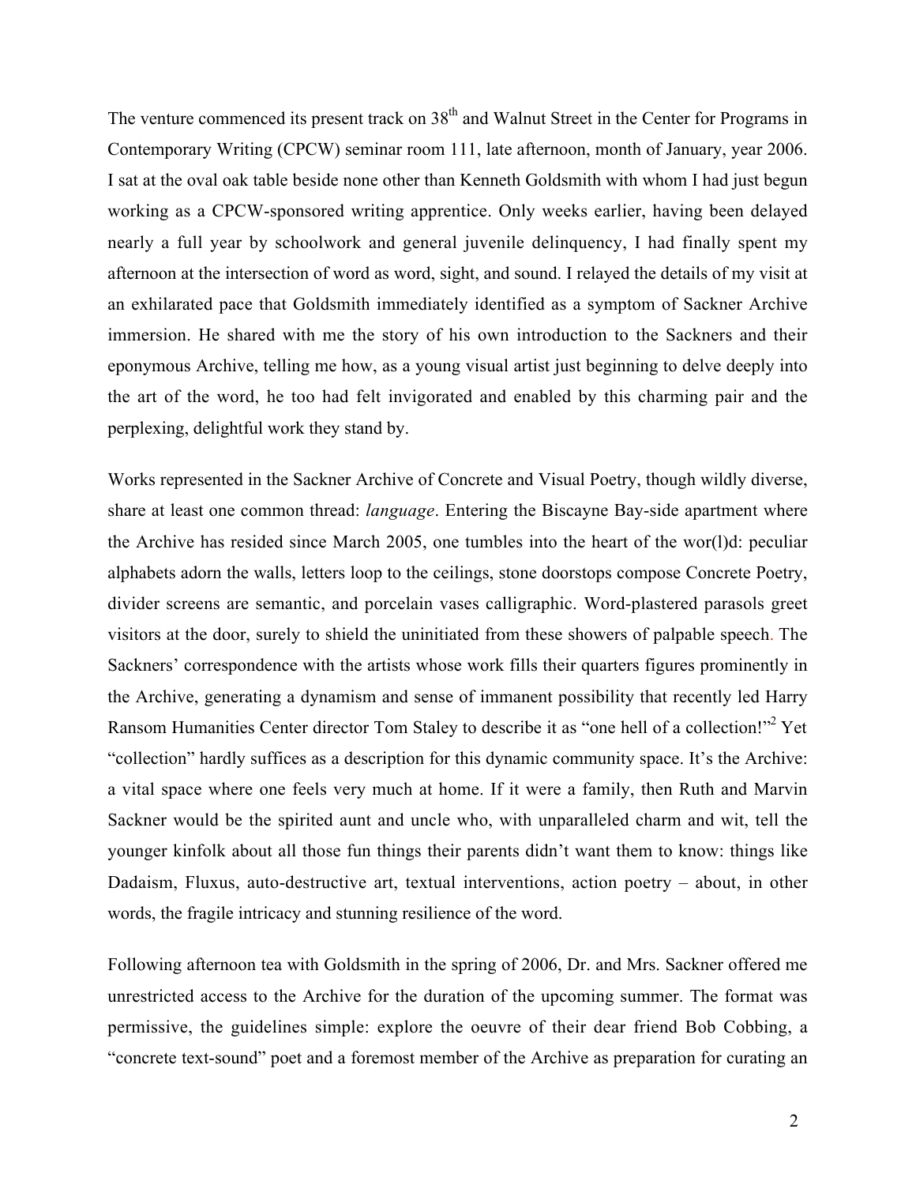The venture commenced its present track on 38th and Walnut Street in the Center for Programs in Contemporary Writing (CPCW) seminar room 111, late afternoon, month of January, year 2006. I sat at the oval oak table beside none other than Kenneth Goldsmith with whom I had just begun working as a CPCW-sponsored writing apprentice. Only weeks earlier, having been delayed nearly a full year by schoolwork and general juvenile delinquency, I had finally spent my afternoon at the intersection of word as word, sight, and sound. I relayed the details of my visit at an exhilarated pace that Goldsmith immediately identified as a symptom of Sackner Archive immersion. He shared with me the story of his own introduction to the Sackners and their eponymous Archive, telling me how, as a young visual artist just beginning to delve deeply into the art of the word, he too had felt invigorated and enabled by this charming pair and the perplexing, delightful work they stand by.

Works represented in the Sackner Archive of Concrete and Visual Poetry, though wildly diverse, share at least one common thread: *language*. Entering the Biscayne Bay-side apartment where the Archive has resided since March 2005, one tumbles into the heart of the wor(l)d: peculiar alphabets adorn the walls, letters loop to the ceilings, stone doorstops compose Concrete Poetry, divider screens are semantic, and porcelain vases calligraphic. Word-plastered parasols greet visitors at the door, surely to shield the uninitiated from these showers of palpable speech. The Sackners' correspondence with the artists whose work fills their quarters figures prominently in the Archive, generating a dynamism and sense of immanent possibility that recently led Harry Ransom Humanities Center director Tom Staley to describe it as "one hell of a collection!"[2] Yet "collection" hardly suffices as a description for this dynamic community space. It's the Archive: a vital space where one feels very much at home. If it were a family, then Ruth and Marvin Sackner would be the spirited aunt and uncle who, with unparalleled charm and wit, tell the younger kinfolk about all those fun things their parents didn't want them to know: things like Dadaism, Fluxus, auto-destructive art, textual interventions, action poetry – about, in other words, the fragile intricacy and stunning resilience of the word.

Following afternoon tea with Goldsmith in the spring of 2006, Dr. and Mrs. Sackner offered me unrestricted access to the Archive for the duration of the upcoming summer. The format was permissive, the guidelines simple: explore the oeuvre of their dear friend Bob Cobbing, a "concrete text-sound" poet and a foremost member of the Archive as preparation for curating an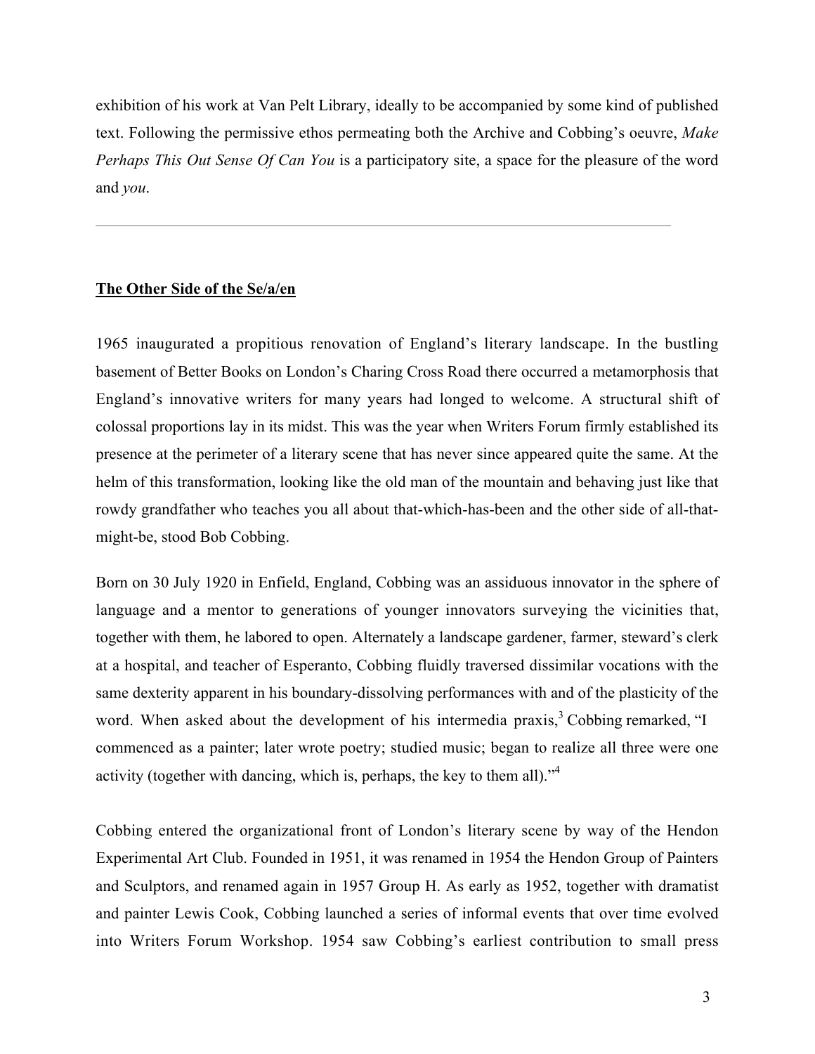exhibition of his work at Van Pelt Library, ideally to be accompanied by some kind of published text. Following the permissive ethos permeating both the Archive and Cobbing's oeuvre, *Make Perhaps This Out Sense Of Can You* is a participatory site, a space for the pleasure of the word and *you*.

---

**The Other Side of the Se/a/en**

1965 inaugurated a propitious renovation of England's literary landscape. In the bustling basement of Better Books on London's Charing Cross Road there occurred a metamorphosis that England's innovative writers for many years had longed to welcome. A structural shift of colossal proportions lay in its midst. This was the year when Writers Forum firmly established its presence at the perimeter of a literary scene that has never since appeared quite the same. At the helm of this transformation, looking like the old man of the mountain and behaving just like that rowdy grandfather who teaches you all about that-which-has-been and the other side of all-that-might-be, stood Bob Cobbing.

Born on 30 July 1920 in Enfield, England, Cobbing was an assiduous innovator in the sphere of language and a mentor to generations of younger innovators surveying the vicinities that, together with them, he labored to open. Alternately a landscape gardener, farmer, steward's clerk at a hospital, and teacher of Esperanto, Cobbing fluidly traversed dissimilar vocations with the same dexterity apparent in his boundary-dissolving performances with and of the plasticity of the word. When asked about the development of his intermedia praxis,[3] Cobbing remarked, "I commenced as a painter; later wrote poetry; studied music; began to realize all three were one activity (together with dancing, which is, perhaps, the key to them all)."[4]

Cobbing entered the organizational front of London's literary scene by way of the Hendon Experimental Art Club. Founded in 1951, it was renamed in 1954 the Hendon Group of Painters and Sculptors, and renamed again in 1957 Group H. As early as 1952, together with dramatist and painter Lewis Cook, Cobbing launched a series of informal events that over time evolved into Writers Forum Workshop. 1954 saw Cobbing's earliest contribution to small press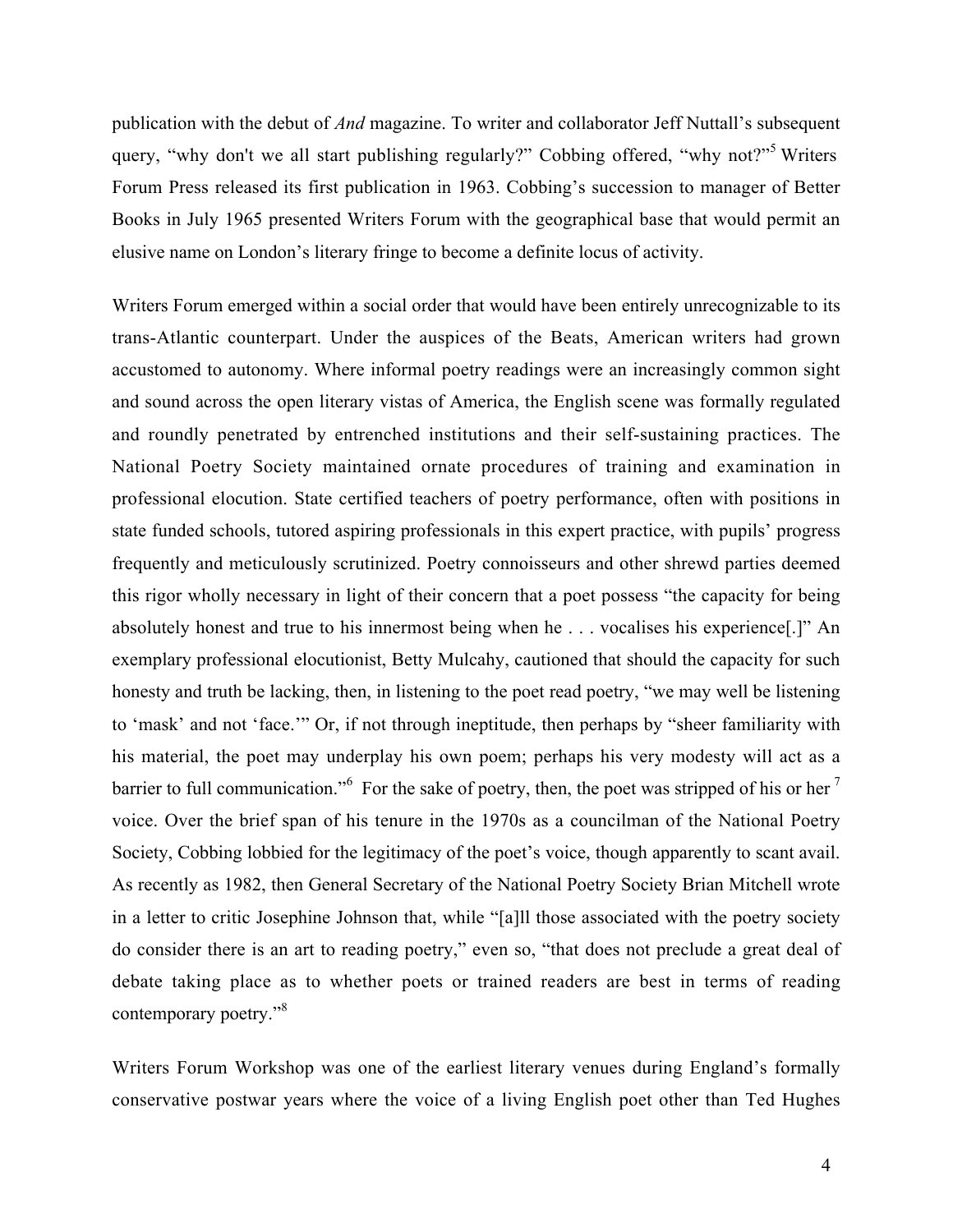publication with the debut of *And* magazine. To writer and collaborator Jeff Nuttall's subsequent query, "why don't we all start publishing regularly?" Cobbing offered, "why not?"[5] Writers Forum Press released its first publication in 1963. Cobbing's succession to manager of Better Books in July 1965 presented Writers Forum with the geographical base that would permit an elusive name on London's literary fringe to become a definite locus of activity.

Writers Forum emerged within a social order that would have been entirely unrecognizable to its trans-Atlantic counterpart. Under the auspices of the Beats, American writers had grown accustomed to autonomy. Where informal poetry readings were an increasingly common sight and sound across the open literary vistas of America, the English scene was formally regulated and roundly penetrated by entrenched institutions and their self-sustaining practices. The National Poetry Society maintained ornate procedures of training and examination in professional elocution. State certified teachers of poetry performance, often with positions in state funded schools, tutored aspiring professionals in this expert practice, with pupils' progress frequently and meticulously scrutinized. Poetry connoisseurs and other shrewd parties deemed this rigor wholly necessary in light of their concern that a poet possess "the capacity for being absolutely honest and true to his innermost being when he . . . vocalises his experience[.]" An exemplary professional elocutionist, Betty Mulcahy, cautioned that should the capacity for such honesty and truth be lacking, then, in listening to the poet read poetry, "we may well be listening to 'mask' and not 'face.'" Or, if not through ineptitude, then perhaps by "sheer familiarity with his material, the poet may underplay his own poem; perhaps his very modesty will act as a barrier to full communication."[6] For the sake of poetry, then, the poet was stripped of his or her [7] voice. Over the brief span of his tenure in the 1970s as a councilman of the National Poetry Society, Cobbing lobbied for the legitimacy of the poet's voice, though apparently to scant avail. As recently as 1982, then General Secretary of the National Poetry Society Brian Mitchell wrote in a letter to critic Josephine Johnson that, while "[a]ll those associated with the poetry society do consider there is an art to reading poetry," even so, "that does not preclude a great deal of debate taking place as to whether poets or trained readers are best in terms of reading contemporary poetry."[8]

Writers Forum Workshop was one of the earliest literary venues during England's formally conservative postwar years where the voice of a living English poet other than Ted Hughes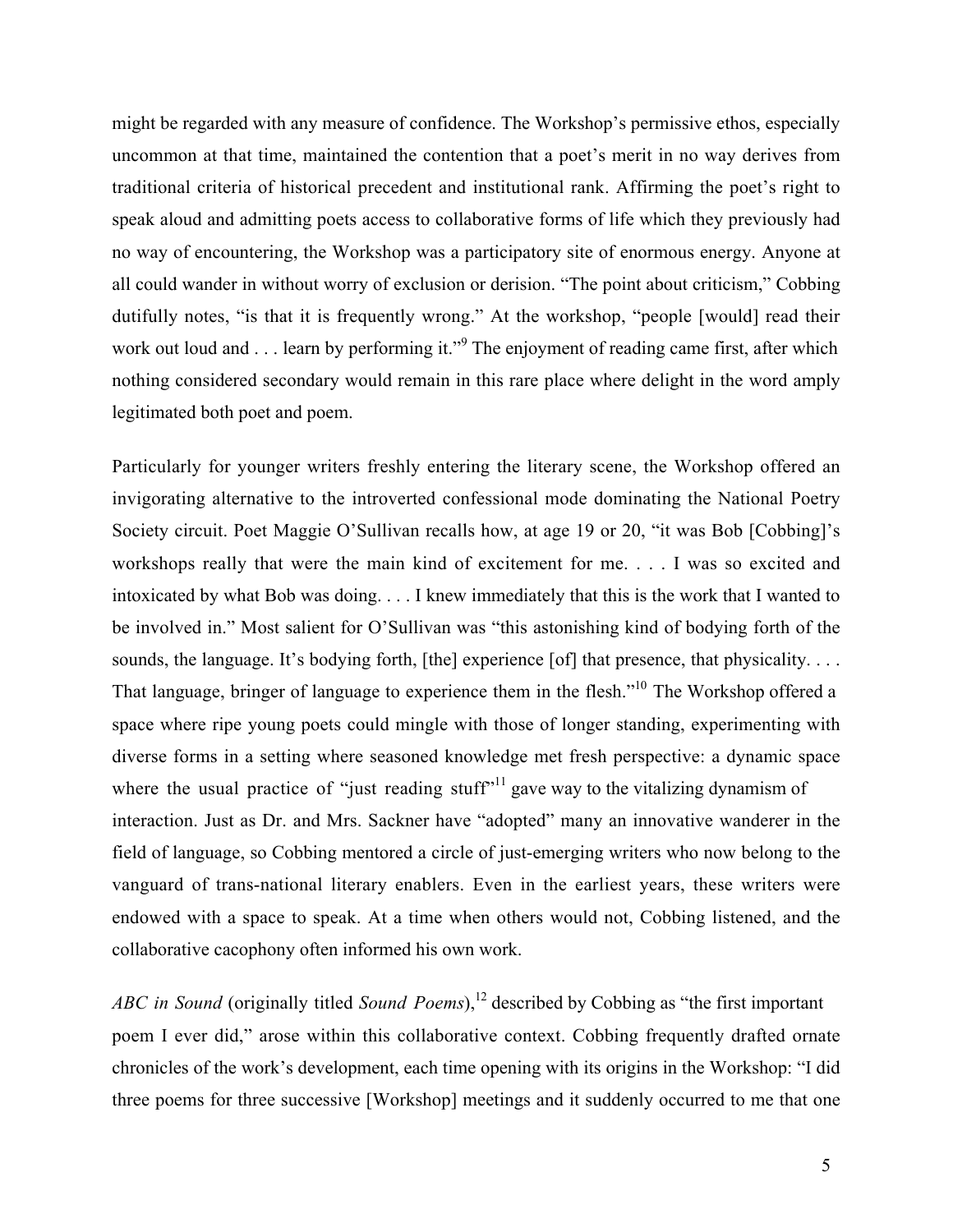might be regarded with any measure of confidence. The Workshop's permissive ethos, especially uncommon at that time, maintained the contention that a poet's merit in no way derives from traditional criteria of historical precedent and institutional rank. Affirming the poet's right to speak aloud and admitting poets access to collaborative forms of life which they previously had no way of encountering, the Workshop was a participatory site of enormous energy. Anyone at all could wander in without worry of exclusion or derision. "The point about criticism," Cobbing dutifully notes, "is that it is frequently wrong." At the workshop, "people [would] read their work out loud and . . . learn by performing it."[9] The enjoyment of reading came first, after which nothing considered secondary would remain in this rare place where delight in the word amply legitimated both poet and poem.

Particularly for younger writers freshly entering the literary scene, the Workshop offered an invigorating alternative to the introverted confessional mode dominating the National Poetry Society circuit. Poet Maggie O'Sullivan recalls how, at age 19 or 20, "it was Bob [Cobbing]'s workshops really that were the main kind of excitement for me. . . . I was so excited and intoxicated by what Bob was doing. . . . I knew immediately that this is the work that I wanted to be involved in." Most salient for O'Sullivan was "this astonishing kind of bodying forth of the sounds, the language. It's bodying forth, [the] experience [of] that presence, that physicality. . . . That language, bringer of language to experience them in the flesh."[10] The Workshop offered a space where ripe young poets could mingle with those of longer standing, experimenting with diverse forms in a setting where seasoned knowledge met fresh perspective: a dynamic space where the usual practice of "just reading stuff"[11] gave way to the vitalizing dynamism of interaction. Just as Dr. and Mrs. Sackner have "adopted" many an innovative wanderer in the field of language, so Cobbing mentored a circle of just-emerging writers who now belong to the vanguard of trans-national literary enablers. Even in the earliest years, these writers were endowed with a space to speak. At a time when others would not, Cobbing listened, and the collaborative cacophony often informed his own work.

*ABC in Sound* (originally titled *Sound Poems*),[12] described by Cobbing as "the first important poem I ever did," arose within this collaborative context. Cobbing frequently drafted ornate chronicles of the work's development, each time opening with its origins in the Workshop: "I did three poems for three successive [Workshop] meetings and it suddenly occurred to me that one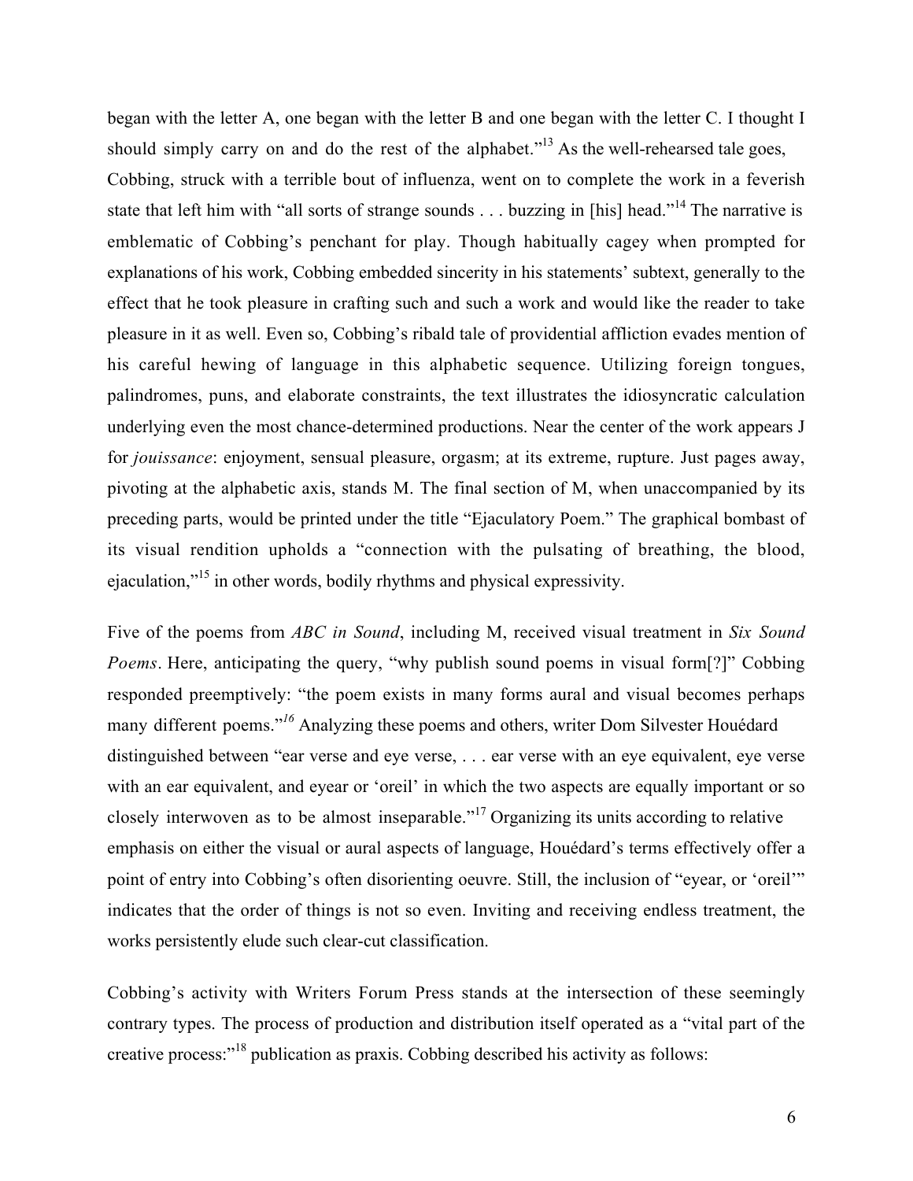began with the letter A, one began with the letter B and one began with the letter C. I thought I should simply carry on and do the rest of the alphabet."[13] As the well-rehearsed tale goes, Cobbing, struck with a terrible bout of influenza, went on to complete the work in a feverish state that left him with "all sorts of strange sounds . . . buzzing in [his] head."[14] The narrative is emblematic of Cobbing's penchant for play. Though habitually cagey when prompted for explanations of his work, Cobbing embedded sincerity in his statements' subtext, generally to the effect that he took pleasure in crafting such and such a work and would like the reader to take pleasure in it as well. Even so, Cobbing's ribald tale of providential affliction evades mention of his careful hewing of language in this alphabetic sequence. Utilizing foreign tongues, palindromes, puns, and elaborate constraints, the text illustrates the idiosyncratic calculation underlying even the most chance-determined productions. Near the center of the work appears J for *jouissance*: enjoyment, sensual pleasure, orgasm; at its extreme, rupture. Just pages away, pivoting at the alphabetic axis, stands M. The final section of M, when unaccompanied by its preceding parts, would be printed under the title "Ejaculatory Poem." The graphical bombast of its visual rendition upholds a "connection with the pulsating of breathing, the blood, ejaculation,"[15] in other words, bodily rhythms and physical expressivity.

Five of the poems from *ABC in Sound*, including M, received visual treatment in *Six Sound Poems*. Here, anticipating the query, "why publish sound poems in visual form[?]" Cobbing responded preemptively: "the poem exists in many forms aural and visual becomes perhaps many different poems."[16] Analyzing these poems and others, writer Dom Silvester Houédard distinguished between "ear verse and eye verse, . . . ear verse with an eye equivalent, eye verse with an ear equivalent, and eyear or 'oreil' in which the two aspects are equally important or so closely interwoven as to be almost inseparable."[17] Organizing its units according to relative emphasis on either the visual or aural aspects of language, Houédard's terms effectively offer a point of entry into Cobbing's often disorienting oeuvre. Still, the inclusion of "eyear, or 'oreil'" indicates that the order of things is not so even. Inviting and receiving endless treatment, the works persistently elude such clear-cut classification.

Cobbing's activity with Writers Forum Press stands at the intersection of these seemingly contrary types. The process of production and distribution itself operated as a "vital part of the creative process:"[18] publication as praxis. Cobbing described his activity as follows: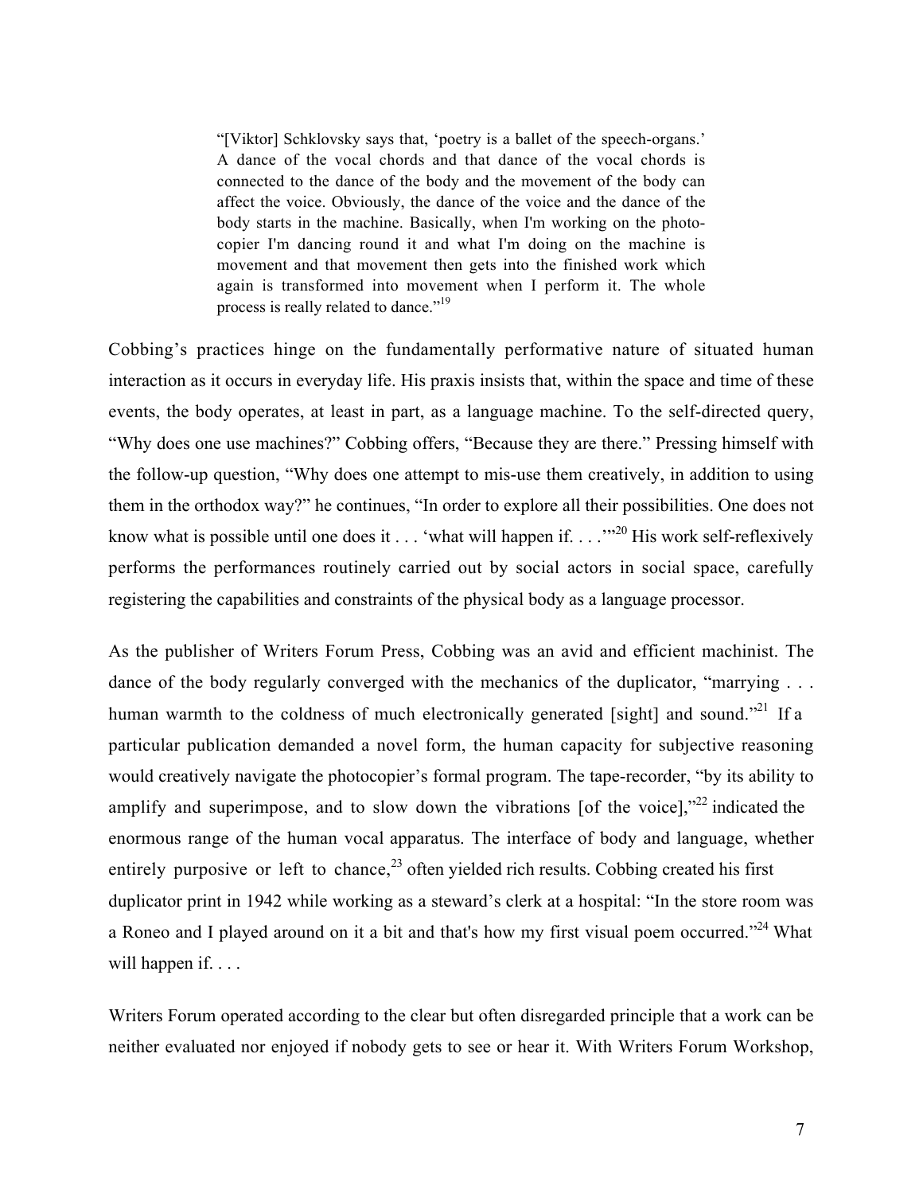> "[Viktor] Schklovsky says that, 'poetry is a ballet of the speech-organs.' A dance of the vocal chords and that dance of the vocal chords is connected to the dance of the body and the movement of the body can affect the voice. Obviously, the dance of the voice and the dance of the body starts in the machine. Basically, when I'm working on the photo-copier I'm dancing round it and what I'm doing on the machine is movement and that movement then gets into the finished work which again is transformed into movement when I perform it. The whole process is really related to dance."[19]

Cobbing's practices hinge on the fundamentally performative nature of situated human interaction as it occurs in everyday life. His praxis insists that, within the space and time of these events, the body operates, at least in part, as a language machine. To the self-directed query, "Why does one use machines?" Cobbing offers, "Because they are there." Pressing himself with the follow-up question, "Why does one attempt to mis-use them creatively, in addition to using them in the orthodox way?" he continues, "In order to explore all their possibilities. One does not know what is possible until one does it . . . 'what will happen if. . . .'"[20] His work self-reflexively performs the performances routinely carried out by social actors in social space, carefully registering the capabilities and constraints of the physical body as a language processor.

As the publisher of Writers Forum Press, Cobbing was an avid and efficient machinist. The dance of the body regularly converged with the mechanics of the duplicator, "marrying . . . human warmth to the coldness of much electronically generated [sight] and sound."[21] If a particular publication demanded a novel form, the human capacity for subjective reasoning would creatively navigate the photocopier's formal program. The tape-recorder, "by its ability to amplify and superimpose, and to slow down the vibrations [of the voice],"[22] indicated the enormous range of the human vocal apparatus. The interface of body and language, whether entirely purposive or left to chance,[23] often yielded rich results. Cobbing created his first duplicator print in 1942 while working as a steward's clerk at a hospital: "In the store room was a Roneo and I played around on it a bit and that's how my first visual poem occurred."[24] What will happen if. . . .

Writers Forum operated according to the clear but often disregarded principle that a work can be neither evaluated nor enjoyed if nobody gets to see or hear it. With Writers Forum Workshop,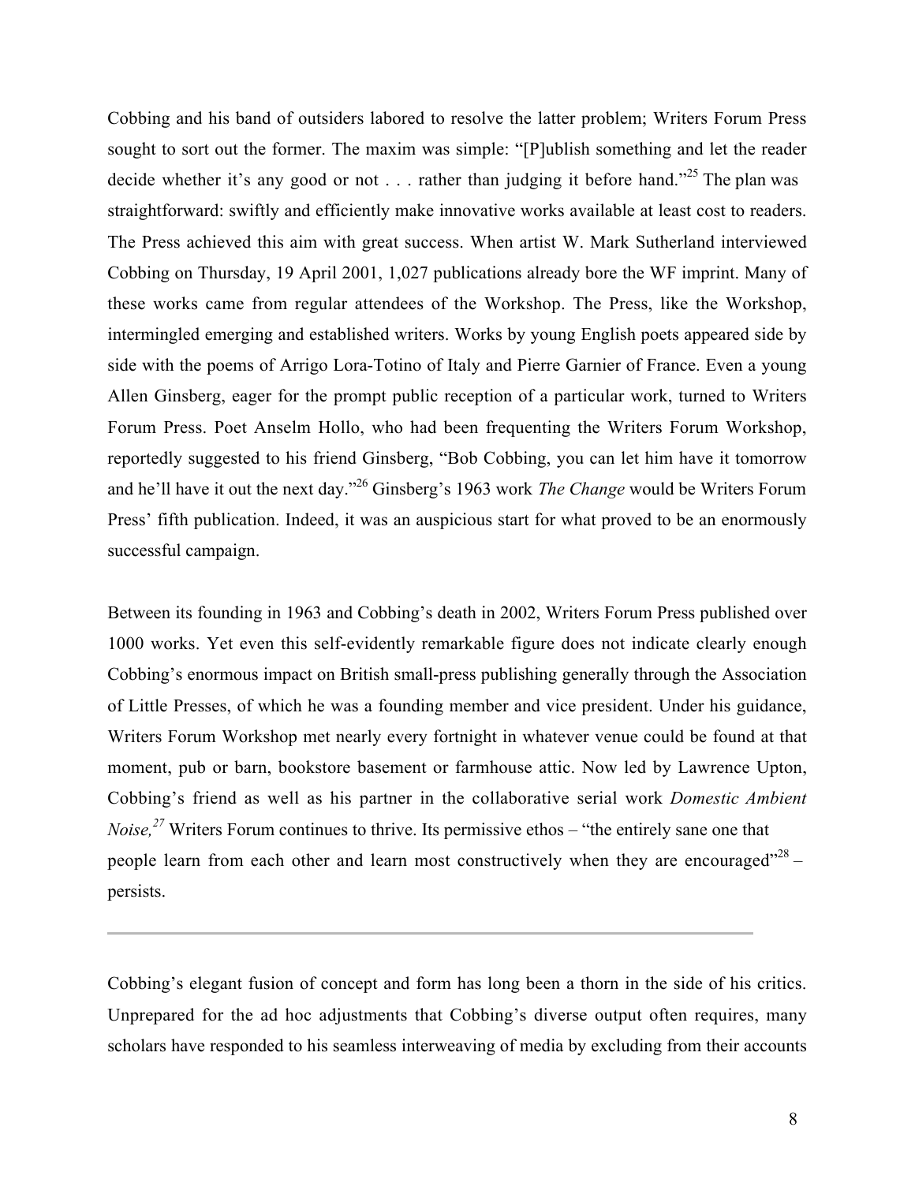Cobbing and his band of outsiders labored to resolve the latter problem; Writers Forum Press sought to sort out the former. The maxim was simple: "[P]ublish something and let the reader decide whether it's any good or not . . . rather than judging it before hand."[25] The plan was straightforward: swiftly and efficiently make innovative works available at least cost to readers. The Press achieved this aim with great success. When artist W. Mark Sutherland interviewed Cobbing on Thursday, 19 April 2001, 1,027 publications already bore the WF imprint. Many of these works came from regular attendees of the Workshop. The Press, like the Workshop, intermingled emerging and established writers. Works by young English poets appeared side by side with the poems of Arrigo Lora-Totino of Italy and Pierre Garnier of France. Even a young Allen Ginsberg, eager for the prompt public reception of a particular work, turned to Writers Forum Press. Poet Anselm Hollo, who had been frequenting the Writers Forum Workshop, reportedly suggested to his friend Ginsberg, "Bob Cobbing, you can let him have it tomorrow and he'll have it out the next day."[26] Ginsberg's 1963 work *The Change* would be Writers Forum Press' fifth publication. Indeed, it was an auspicious start for what proved to be an enormously successful campaign.

Between its founding in 1963 and Cobbing's death in 2002, Writers Forum Press published over 1000 works. Yet even this self-evidently remarkable figure does not indicate clearly enough Cobbing's enormous impact on British small-press publishing generally through the Association of Little Presses, of which he was a founding member and vice president. Under his guidance, Writers Forum Workshop met nearly every fortnight in whatever venue could be found at that moment, pub or barn, bookstore basement or farmhouse attic. Now led by Lawrence Upton, Cobbing's friend as well as his partner in the collaborative serial work *Domestic Ambient Noise,*[27] Writers Forum continues to thrive. Its permissive ethos – "the entirely sane one that people learn from each other and learn most constructively when they are encouraged"[28] – persists.

---

Cobbing's elegant fusion of concept and form has long been a thorn in the side of his critics. Unprepared for the ad hoc adjustments that Cobbing's diverse output often requires, many scholars have responded to his seamless interweaving of media by excluding from their accounts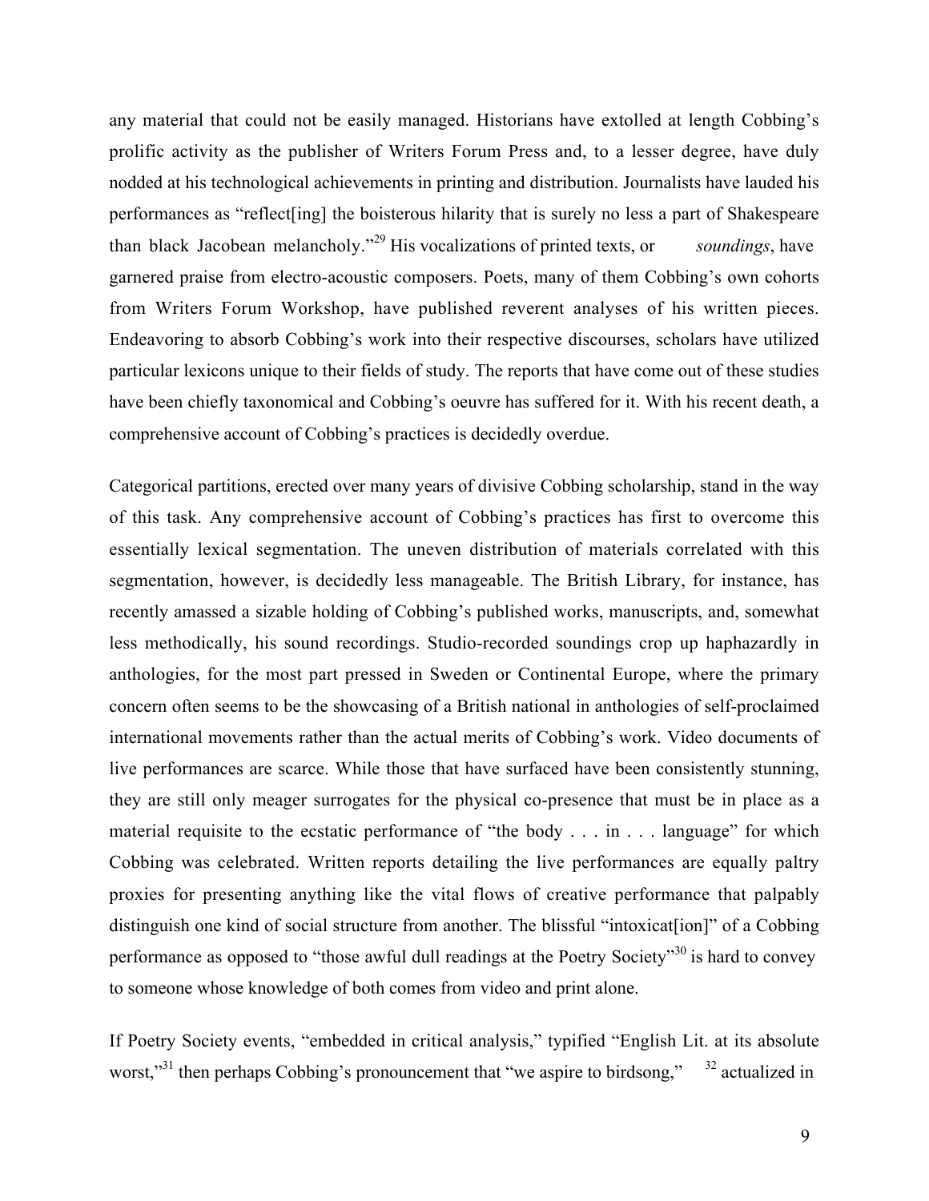any material that could not be easily managed. Historians have extolled at length Cobbing's prolific activity as the publisher of Writers Forum Press and, to a lesser degree, have duly nodded at his technological achievements in printing and distribution. Journalists have lauded his performances as "reflect[ing] the boisterous hilarity that is surely no less a part of Shakespeare than black Jacobean melancholy."[29] His vocalizations of printed texts, or *soundings*, have garnered praise from electro-acoustic composers. Poets, many of them Cobbing's own cohorts from Writers Forum Workshop, have published reverent analyses of his written pieces. Endeavoring to absorb Cobbing's work into their respective discourses, scholars have utilized particular lexicons unique to their fields of study. The reports that have come out of these studies have been chiefly taxonomical and Cobbing's oeuvre has suffered for it. With his recent death, a comprehensive account of Cobbing's practices is decidedly overdue.

Categorical partitions, erected over many years of divisive Cobbing scholarship, stand in the way of this task. Any comprehensive account of Cobbing's practices has first to overcome this essentially lexical segmentation. The uneven distribution of materials correlated with this segmentation, however, is decidedly less manageable. The British Library, for instance, has recently amassed a sizable holding of Cobbing's published works, manuscripts, and, somewhat less methodically, his sound recordings. Studio-recorded soundings crop up haphazardly in anthologies, for the most part pressed in Sweden or Continental Europe, where the primary concern often seems to be the showcasing of a British national in anthologies of self-proclaimed international movements rather than the actual merits of Cobbing's work. Video documents of live performances are scarce. While those that have surfaced have been consistently stunning, they are still only meager surrogates for the physical co-presence that must be in place as a material requisite to the ecstatic performance of "the body . . . in . . . language" for which Cobbing was celebrated. Written reports detailing the live performances are equally paltry proxies for presenting anything like the vital flows of creative performance that palpably distinguish one kind of social structure from another. The blissful "intoxicat[ion]" of a Cobbing performance as opposed to "those awful dull readings at the Poetry Society"[30] is hard to convey to someone whose knowledge of both comes from video and print alone.

If Poetry Society events, "embedded in critical analysis," typified "English Lit. at its absolute worst,"[31] then perhaps Cobbing's pronouncement that "we aspire to birdsong,"[32] actualized in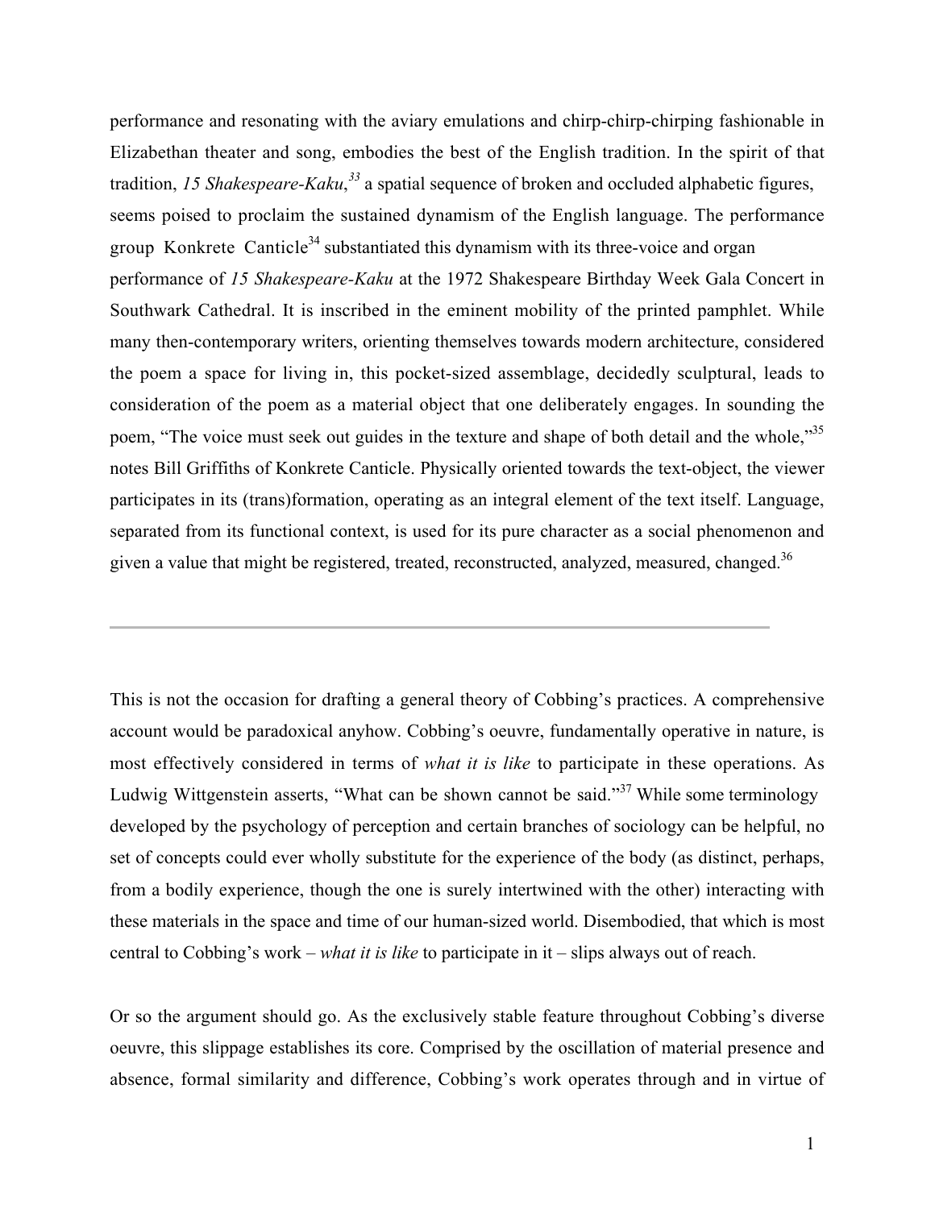performance and resonating with the aviary emulations and chirp-chirp-chirping fashionable in Elizabethan theater and song, embodies the best of the English tradition. In the spirit of that tradition, *15 Shakespeare-Kaku*,[33] a spatial sequence of broken and occluded alphabetic figures, seems poised to proclaim the sustained dynamism of the English language. The performance group Konkrete Canticle[34] substantiated this dynamism with its three-voice and organ performance of *15 Shakespeare-Kaku* at the 1972 Shakespeare Birthday Week Gala Concert in Southwark Cathedral. It is inscribed in the eminent mobility of the printed pamphlet. While many then-contemporary writers, orienting themselves towards modern architecture, considered the poem a space for living in, this pocket-sized assemblage, decidedly sculptural, leads to consideration of the poem as a material object that one deliberately engages. In sounding the poem, "The voice must seek out guides in the texture and shape of both detail and the whole,"[35] notes Bill Griffiths of Konkrete Canticle. Physically oriented towards the text-object, the viewer participates in its (trans)formation, operating as an integral element of the text itself. Language, separated from its functional context, is used for its pure character as a social phenomenon and given a value that might be registered, treated, reconstructed, analyzed, measured, changed.[36]

---

This is not the occasion for drafting a general theory of Cobbing's practices. A comprehensive account would be paradoxical anyhow. Cobbing's oeuvre, fundamentally operative in nature, is most effectively considered in terms of *what it is like* to participate in these operations. As Ludwig Wittgenstein asserts, "What can be shown cannot be said."[37] While some terminology developed by the psychology of perception and certain branches of sociology can be helpful, no set of concepts could ever wholly substitute for the experience of the body (as distinct, perhaps, from a bodily experience, though the one is surely intertwined with the other) interacting with these materials in the space and time of our human-sized world. Disembodied, that which is most central to Cobbing's work – *what it is like* to participate in it – slips always out of reach.

Or so the argument should go. As the exclusively stable feature throughout Cobbing's diverse oeuvre, this slippage establishes its core. Comprised by the oscillation of material presence and absence, formal similarity and difference, Cobbing's work operates through and in virtue of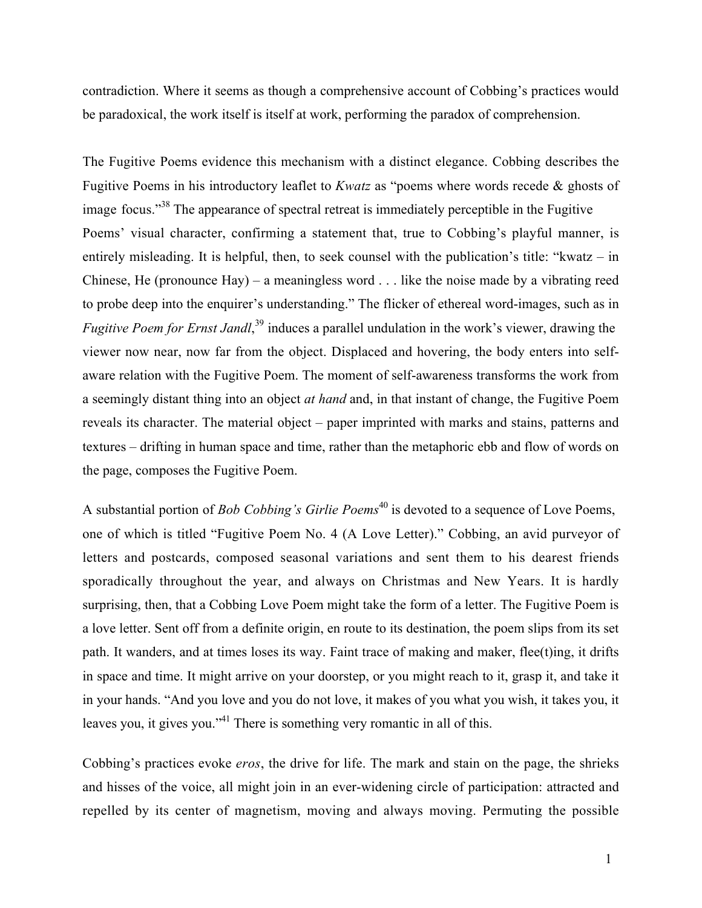contradiction. Where it seems as though a comprehensive account of Cobbing's practices would be paradoxical, the work itself is itself at work, performing the paradox of comprehension.

The Fugitive Poems evidence this mechanism with a distinct elegance. Cobbing describes the Fugitive Poems in his introductory leaflet to *Kwatz* as "poems where words recede & ghosts of image focus."[38] The appearance of spectral retreat is immediately perceptible in the Fugitive Poems' visual character, confirming a statement that, true to Cobbing's playful manner, is entirely misleading. It is helpful, then, to seek counsel with the publication's title: "kwatz – in Chinese, He (pronounce Hay) – a meaningless word . . . like the noise made by a vibrating reed to probe deep into the enquirer's understanding." The flicker of ethereal word-images, such as in *Fugitive Poem for Ernst Jandl*,[39] induces a parallel undulation in the work's viewer, drawing the viewer now near, now far from the object. Displaced and hovering, the body enters into self-aware relation with the Fugitive Poem. The moment of self-awareness transforms the work from a seemingly distant thing into an object *at hand* and, in that instant of change, the Fugitive Poem reveals its character. The material object – paper imprinted with marks and stains, patterns and textures – drifting in human space and time, rather than the metaphoric ebb and flow of words on the page, composes the Fugitive Poem.

A substantial portion of *Bob Cobbing's Girlie Poems*[40] is devoted to a sequence of Love Poems, one of which is titled "Fugitive Poem No. 4 (A Love Letter)." Cobbing, an avid purveyor of letters and postcards, composed seasonal variations and sent them to his dearest friends sporadically throughout the year, and always on Christmas and New Years. It is hardly surprising, then, that a Cobbing Love Poem might take the form of a letter. The Fugitive Poem is a love letter. Sent off from a definite origin, en route to its destination, the poem slips from its set path. It wanders, and at times loses its way. Faint trace of making and maker, flee(t)ing, it drifts in space and time. It might arrive on your doorstep, or you might reach to it, grasp it, and take it in your hands. "And you love and you do not love, it makes of you what you wish, it takes you, it leaves you, it gives you."[41] There is something very romantic in all of this.

Cobbing's practices evoke *eros*, the drive for life. The mark and stain on the page, the shrieks and hisses of the voice, all might join in an ever-widening circle of participation: attracted and repelled by its center of magnetism, moving and always moving. Permuting the possible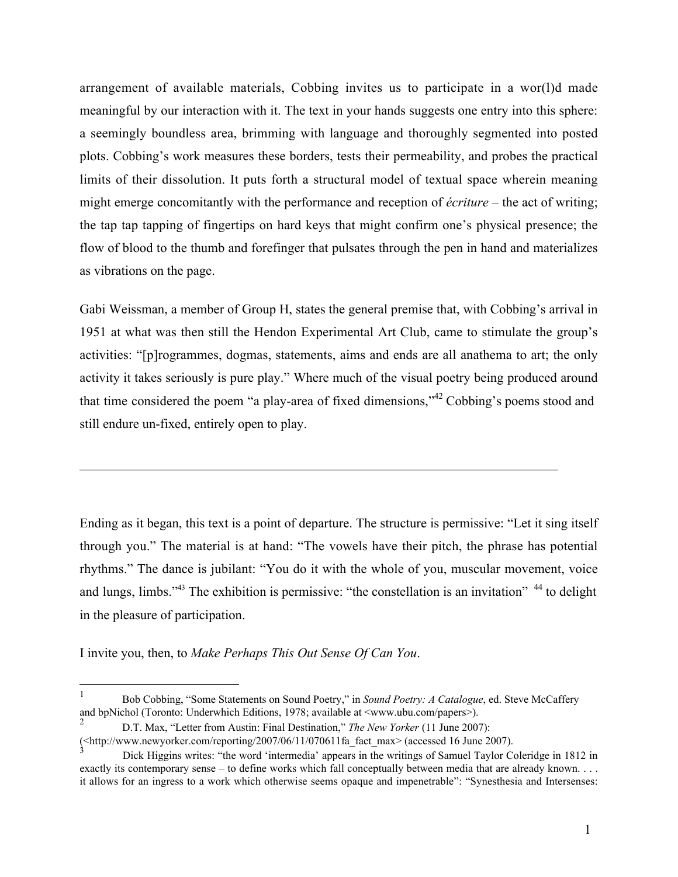arrangement of available materials, Cobbing invites us to participate in a wor(l)d made meaningful by our interaction with it. The text in your hands suggests one entry into this sphere: a seemingly boundless area, brimming with language and thoroughly segmented into posted plots. Cobbing's work measures these borders, tests their permeability, and probes the practical limits of their dissolution. It puts forth a structural model of textual space wherein meaning might emerge concomitantly with the performance and reception of *écriture* – the act of writing; the tap tap tapping of fingertips on hard keys that might confirm one's physical presence; the flow of blood to the thumb and forefinger that pulsates through the pen in hand and materializes as vibrations on the page.

Gabi Weissman, a member of Group H, states the general premise that, with Cobbing's arrival in 1951 at what was then still the Hendon Experimental Art Club, came to stimulate the group's activities: "[p]rogrammes, dogmas, statements, aims and ends are all anathema to art; the only activity it takes seriously is pure play." Where much of the visual poetry being produced around that time considered the poem "a play-area of fixed dimensions,"[42] Cobbing's poems stood and still endure un-fixed, entirely open to play.

---

Ending as it began, this text is a point of departure. The structure is permissive: "Let it sing itself through you." The material is at hand: "The vowels have their pitch, the phrase has potential rhythms." The dance is jubilant: "You do it with the whole of you, muscular movement, voice and lungs, limbs."[43] The exhibition is permissive: "the constellation is an invitation" [44] to delight in the pleasure of participation.

I invite you, then, to *Make Perhaps This Out Sense Of Can You*.

---

[1] Bob Cobbing, "Some Statements on Sound Poetry," in *Sound Poetry: A Catalogue*, ed. Steve McCaffery and bpNichol (Toronto: Underwhich Editions, 1978; available at <www.ubu.com/papers>).

[2] D.T. Max, "Letter from Austin: Final Destination," *The New Yorker* (11 June 2007): (<http://www.newyorker.com/reporting/2007/06/11/070611fa_fact_max> (accessed 16 June 2007).

[3] Dick Higgins writes: "the word 'intermedia' appears in the writings of Samuel Taylor Coleridge in 1812 in exactly its contemporary sense – to define works which fall conceptually between media that are already known. . . . it allows for an ingress to a work which otherwise seems opaque and impenetrable": "Synesthesia and Intersenses: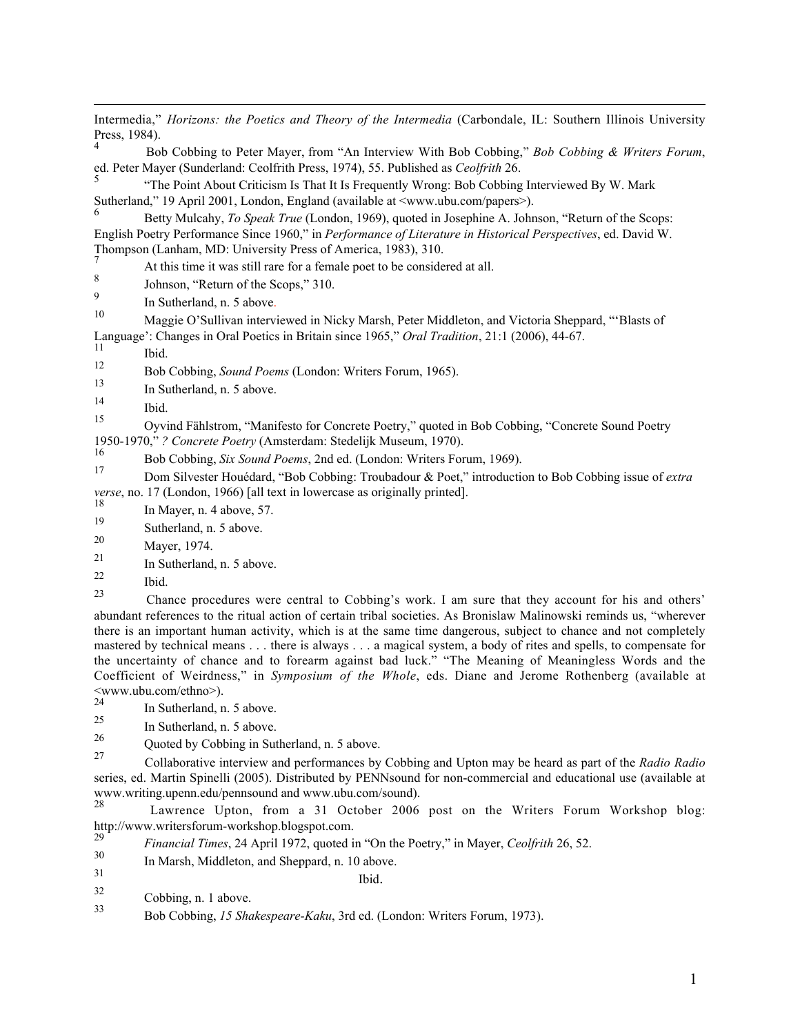Intermedia," *Horizons: the Poetics and Theory of the Intermedia* (Carbondale, IL: Southern Illinois University Press, 1984).

[4] Bob Cobbing to Peter Mayer, from "An Interview With Bob Cobbing," *Bob Cobbing & Writers Forum*, ed. Peter Mayer (Sunderland: Ceolfrith Press, 1974), 55. Published as *Ceolfrith* 26.

[5] "The Point About Criticism Is That It Is Frequently Wrong: Bob Cobbing Interviewed By W. Mark Sutherland," 19 April 2001, London, England (available at <www.ubu.com/papers>).

[6] Betty Mulcahy, *To Speak True* (London, 1969), quoted in Josephine A. Johnson, "Return of the Scops: English Poetry Performance Since 1960," in *Performance of Literature in Historical Perspectives*, ed. David W. Thompson (Lanham, MD: University Press of America, 1983), 310.

[7] At this time it was still rare for a female poet to be considered at all.

[8] Johnson, "Return of the Scops," 310.

[9] In Sutherland, n. 5 above.

[10] Maggie O'Sullivan interviewed in Nicky Marsh, Peter Middleton, and Victoria Sheppard, "'Blasts of Language': Changes in Oral Poetics in Britain since 1965," *Oral Tradition*, 21:1 (2006), 44-67.

[11] Ibid.

[12] Bob Cobbing, *Sound Poems* (London: Writers Forum, 1965).

[13] In Sutherland, n. 5 above.

[14] Ibid.

[15] Oyvind Fählstrom, "Manifesto for Concrete Poetry," quoted in Bob Cobbing, "Concrete Sound Poetry 1950-1970," *? Concrete Poetry* (Amsterdam: Stedelijk Museum, 1970).

[16] Bob Cobbing, *Six Sound Poems*, 2nd ed. (London: Writers Forum, 1969).

[17] Dom Silvester Houédard, "Bob Cobbing: Troubadour & Poet," introduction to Bob Cobbing issue of *extra verse*, no. 17 (London, 1966) [all text in lowercase as originally printed].

[18] In Mayer, n. 4 above, 57.

[19] Sutherland, n. 5 above.

[20] Mayer, 1974.

[21] In Sutherland, n. 5 above.

[22] Ibid.

[23] Chance procedures were central to Cobbing's work. I am sure that they account for his and others' abundant references to the ritual action of certain tribal societies. As Bronislaw Malinowski reminds us, "wherever there is an important human activity, which is at the same time dangerous, subject to chance and not completely mastered by technical means . . . there is always . . . a magical system, a body of rites and spells, to compensate for the uncertainty of chance and to forearm against bad luck." "The Meaning of Meaningless Words and the Coefficient of Weirdness," in *Symposium of the Whole*, eds. Diane and Jerome Rothenberg (available at <www.ubu.com/ethno>).

[24] In Sutherland, n. 5 above.

[25] In Sutherland, n. 5 above.

[26] Quoted by Cobbing in Sutherland, n. 5 above.

[27] Collaborative interview and performances by Cobbing and Upton may be heard as part of the *Radio Radio* series, ed. Martin Spinelli (2005). Distributed by PENNsound for non-commercial and educational use (available at www.writing.upenn.edu/pennsound and www.ubu.com/sound).

[28] Lawrence Upton, from a 31 October 2006 post on the Writers Forum Workshop blog: http://www.writersforum-workshop.blogspot.com.

[29] *Financial Times*, 24 April 1972, quoted in "On the Poetry," in Mayer, *Ceolfrith* 26, 52.

[30] In Marsh, Middleton, and Sheppard, n. 10 above.

[31] Ibid.

[32] Cobbing, n. 1 above.

[33] Bob Cobbing, *15 Shakespeare-Kaku*, 3rd ed. (London: Writers Forum, 1973).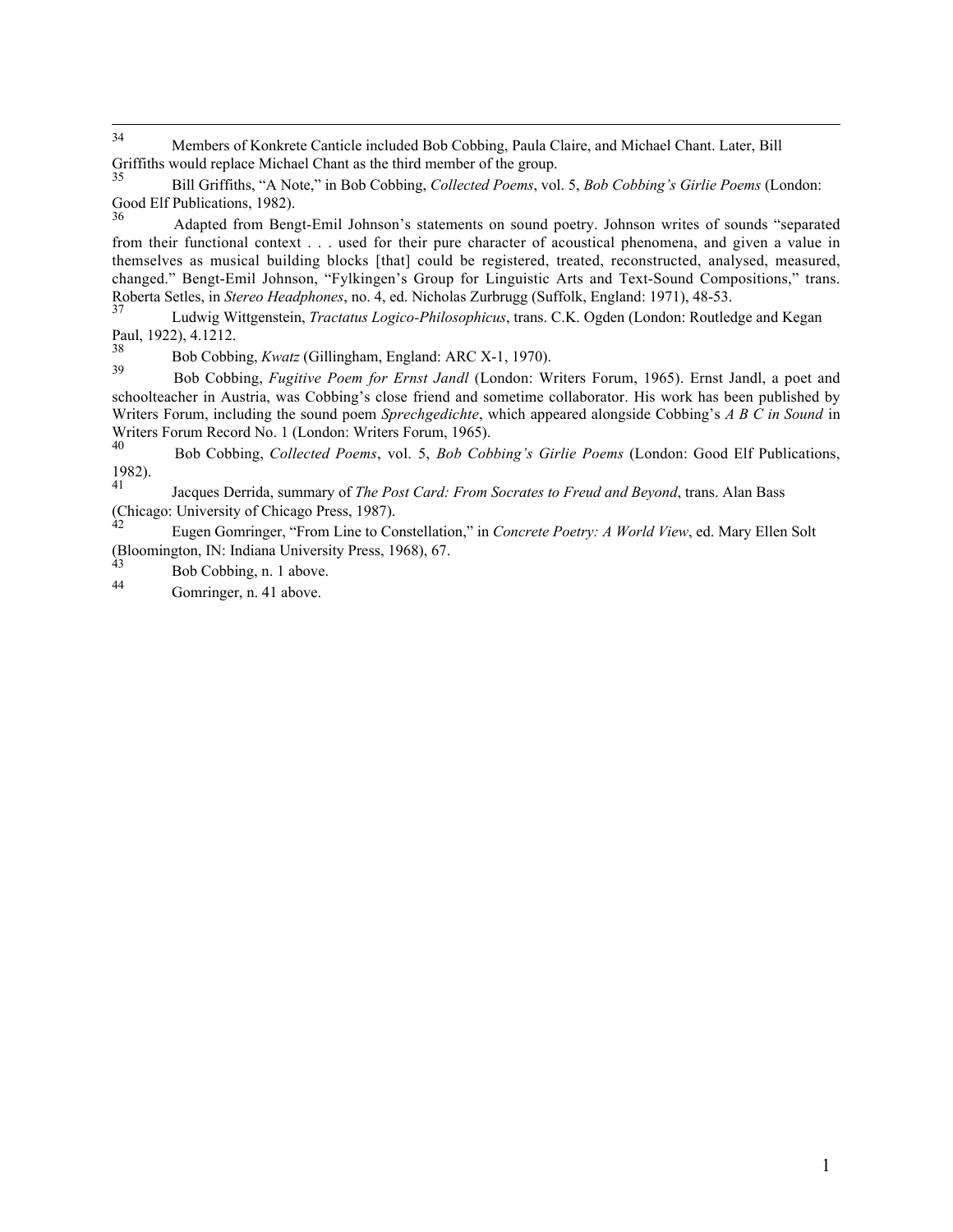[34] Members of Konkrete Canticle included Bob Cobbing, Paula Claire, and Michael Chant. Later, Bill Griffiths would replace Michael Chant as the third member of the group.

[35] Bill Griffiths, "A Note," in Bob Cobbing, *Collected Poems*, vol. 5, *Bob Cobbing's Girlie Poems* (London: Good Elf Publications, 1982).

[36] Adapted from Bengt-Emil Johnson's statements on sound poetry. Johnson writes of sounds "separated from their functional context . . . used for their pure character of acoustical phenomena, and given a value in themselves as musical building blocks [that] could be registered, treated, reconstructed, analysed, measured, changed." Bengt-Emil Johnson, "Fylkingen's Group for Linguistic Arts and Text-Sound Compositions," trans. Roberta Setles, in *Stereo Headphones*, no. 4, ed. Nicholas Zurbrugg (Suffolk, England: 1971), 48-53.

[37] Ludwig Wittgenstein, *Tractatus Logico-Philosophicus*, trans. C.K. Ogden (London: Routledge and Kegan Paul, 1922), 4.1212.

[38] Bob Cobbing, *Kwatz* (Gillingham, England: ARC X-1, 1970).

[39] Bob Cobbing, *Fugitive Poem for Ernst Jandl* (London: Writers Forum, 1965). Ernst Jandl, a poet and schoolteacher in Austria, was Cobbing's close friend and sometime collaborator. His work has been published by Writers Forum, including the sound poem *Sprechgedichte*, which appeared alongside Cobbing's *A B C in Sound* in Writers Forum Record No. 1 (London: Writers Forum, 1965).

[40] Bob Cobbing, *Collected Poems*, vol. 5, *Bob Cobbing's Girlie Poems* (London: Good Elf Publications, 1982).

[41] Jacques Derrida, summary of *The Post Card: From Socrates to Freud and Beyond*, trans. Alan Bass (Chicago: University of Chicago Press, 1987).

[42] Eugen Gomringer, "From Line to Constellation," in *Concrete Poetry: A World View*, ed. Mary Ellen Solt (Bloomington, IN: Indiana University Press, 1968), 67.

[43] Bob Cobbing, n. 1 above.

[44] Gomringer, n. 41 above.